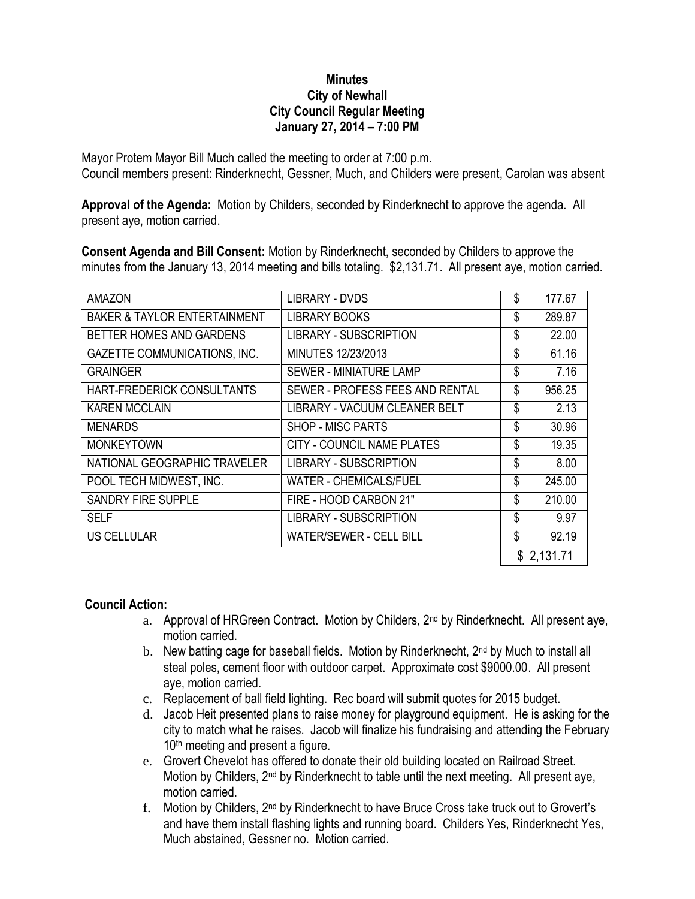**Minutes**
**City of Newhall**
**City Council Regular Meeting**
**January 27, 2014 – 7:00 PM**

Mayor Protem Mayor Bill Much called the meeting to order at 7:00 p.m.
Council members present: Rinderknecht, Gessner, Much, and Childers were present, Carolan was absent

**Approval of the Agenda:** Motion by Childers, seconded by Rinderknecht to approve the agenda. All present aye, motion carried.

**Consent Agenda and Bill Consent:** Motion by Rinderknecht, seconded by Childers to approve the minutes from the January 13, 2014 meeting and bills totaling. $2,131.71. All present aye, motion carried.

| | | |
|---|---|---|
| AMAZON | LIBRARY - DVDS | $ 177.67 |
| BAKER & TAYLOR ENTERTAINMENT | LIBRARY BOOKS | $ 289.87 |
| BETTER HOMES AND GARDENS | LIBRARY - SUBSCRIPTION | $ 22.00 |
| GAZETTE COMMUNICATIONS, INC. | MINUTES 12/23/2013 | $ 61.16 |
| GRAINGER | SEWER - MINIATURE LAMP | $ 7.16 |
| HART-FREDERICK CONSULTANTS | SEWER - PROFESS FEES AND RENTAL | $ 956.25 |
| KAREN MCCLAIN | LIBRARY - VACUUM CLEANER BELT | $ 2.13 |
| MENARDS | SHOP - MISC PARTS | $ 30.96 |
| MONKEYTOWN | CITY - COUNCIL NAME PLATES | $ 19.35 |
| NATIONAL GEOGRAPHIC TRAVELER | LIBRARY - SUBSCRIPTION | $ 8.00 |
| POOL TECH MIDWEST, INC. | WATER - CHEMICALS/FUEL | $ 245.00 |
| SANDRY FIRE SUPPLE | FIRE - HOOD CARBON 21" | $ 210.00 |
| SELF | LIBRARY - SUBSCRIPTION | $ 9.97 |
| US CELLULAR | WATER/SEWER - CELL BILL | $ 92.19 |
| | | $ 2,131.71 |

**Council Action:**

a. Approval of HRGreen Contract. Motion by Childers, 2nd by Rinderknecht. All present aye, motion carried.
b. New batting cage for baseball fields. Motion by Rinderknecht, 2nd by Much to install all steal poles, cement floor with outdoor carpet. Approximate cost $9000.00. All present aye, motion carried.
c. Replacement of ball field lighting. Rec board will submit quotes for 2015 budget.
d. Jacob Heit presented plans to raise money for playground equipment. He is asking for the city to match what he raises. Jacob will finalize his fundraising and attending the February 10th meeting and present a figure.
e. Grovert Chevelot has offered to donate their old building located on Railroad Street. Motion by Childers, 2nd by Rinderknecht to table until the next meeting. All present aye, motion carried.
f. Motion by Childers, 2nd by Rinderknecht to have Bruce Cross take truck out to Grovert's and have them install flashing lights and running board. Childers Yes, Rinderknecht Yes, Much abstained, Gessner no. Motion carried.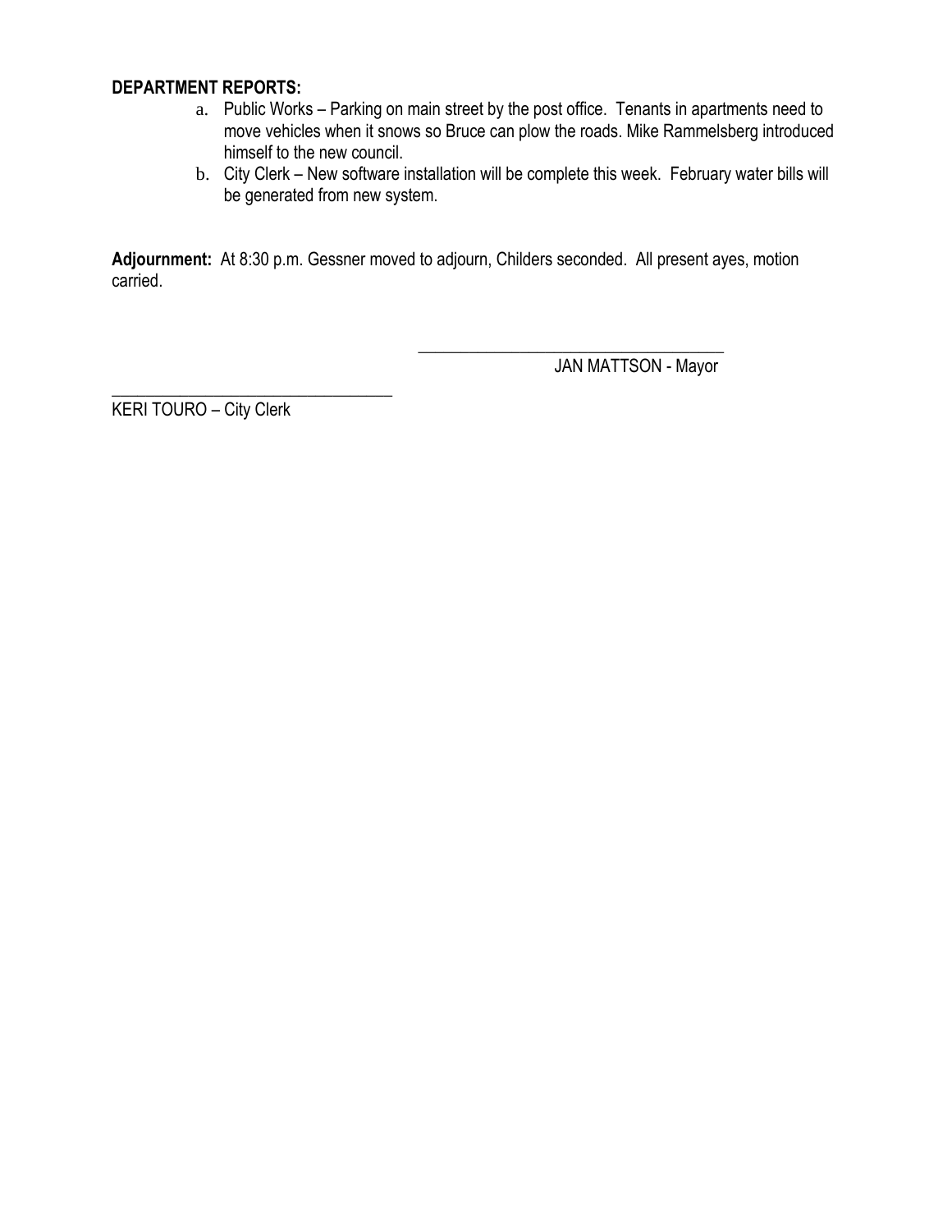**DEPARTMENT REPORTS:**

a. Public Works – Parking on main street by the post office. Tenants in apartments need to move vehicles when it snows so Bruce can plow the roads. Mike Rammelsberg introduced himself to the new council.
b. City Clerk – New software installation will be complete this week. February water bills will be generated from new system.

**Adjournment:** At 8:30 p.m. Gessner moved to adjourn, Childers seconded. All present ayes, motion carried.

\_\_\_\_\_\_\_\_\_\_\_\_\_\_\_\_\_\_\_\_\_\_\_\_\_\_\_\_\_\_\_\_\_\_\_\_\_\_\_\_

JAN MATTSON - Mayor

\_\_\_\_\_\_\_\_\_\_\_\_\_\_\_\_\_\_\_\_\_\_\_\_\_\_\_\_\_\_\_\_\_\_\_\_\_\_\_\_

KERI TOURO – City Clerk